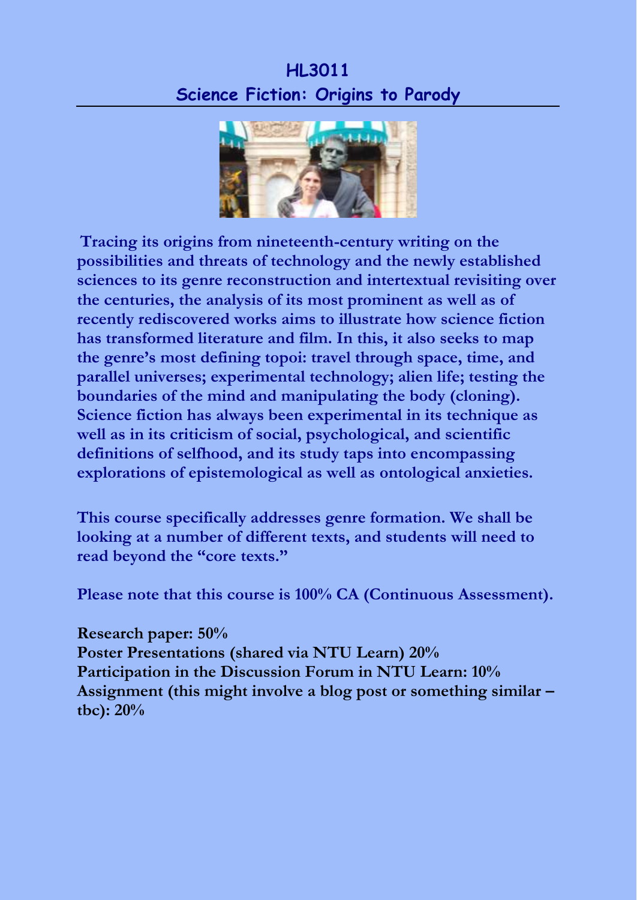# HL3011
## Science Fiction: Origins to Parody

**Tracing its origins from nineteenth-century writing on the possibilities and threats of technology and the newly established sciences to its genre reconstruction and intertextual revisiting over the centuries, the analysis of its most prominent as well as of recently rediscovered works aims to illustrate how science fiction has transformed literature and film. In this, it also seeks to map the genre's most defining topoi: travel through space, time, and parallel universes; experimental technology; alien life; testing the boundaries of the mind and manipulating the body (cloning). Science fiction has always been experimental in its technique as well as in its criticism of social, psychological, and scientific definitions of selfhood, and its study taps into encompassing explorations of epistemological as well as ontological anxieties.**

**This course specifically addresses genre formation. We shall be looking at a number of different texts, and students will need to read beyond the "core texts."**

**Please note that this course is 100% CA (Continuous Assessment).**

**Research paper: 50%**
**Poster Presentations (shared via NTU Learn) 20%**
**Participation in the Discussion Forum in NTU Learn: 10%**
**Assignment (this might involve a blog post or something similar – tbc): 20%**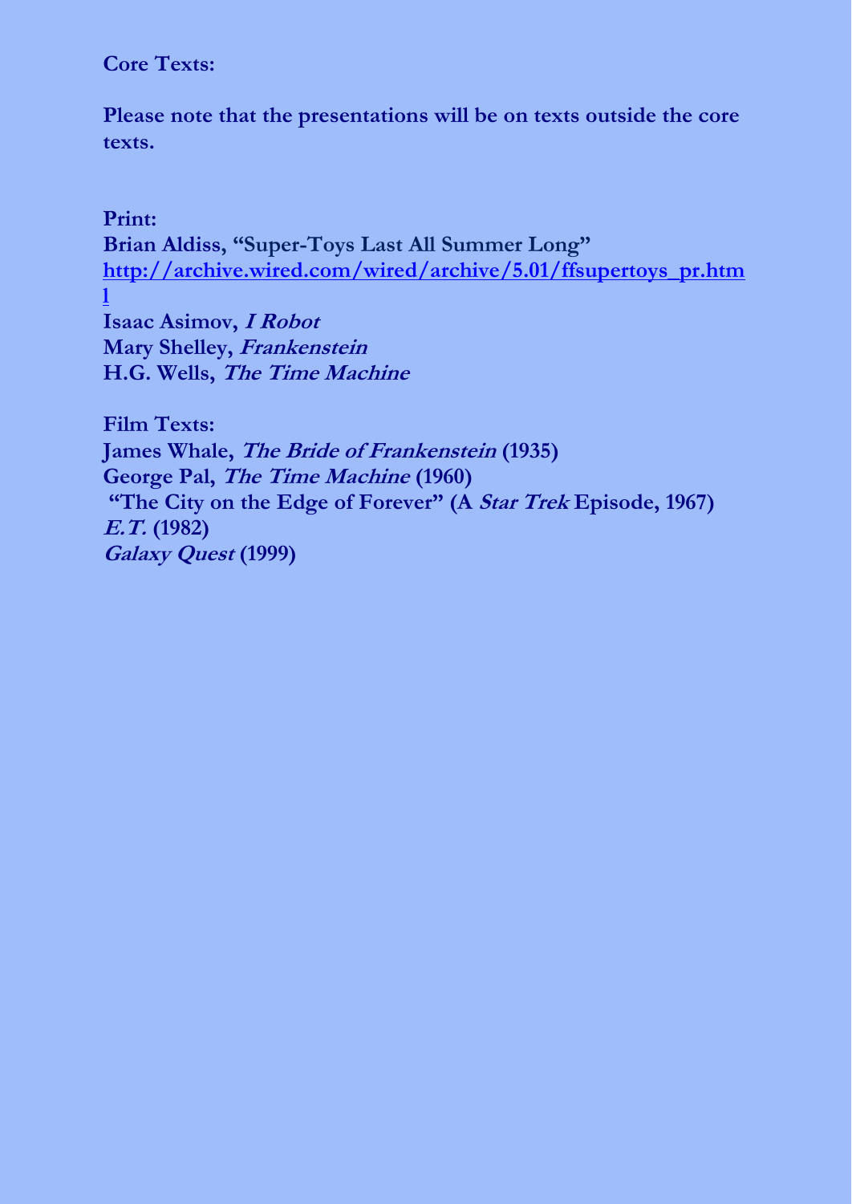**Core Texts:**

**Please note that the presentations will be on texts outside the core texts.**

**Print:**

**Brian Aldiss, "Super-Toys Last All Summer Long"**
**http://archive.wired.com/wired/archive/5.01/ffsupertoys_pr.html**
**Isaac Asimov, *I Robot***
**Mary Shelley, *Frankenstein***
**H.G. Wells, *The Time Machine***

**Film Texts:**

**James Whale, *The Bride of Frankenstein* (1935)**
**George Pal, *The Time Machine* (1960)**
**"The City on the Edge of Forever" (A *Star Trek* Episode, 1967)**
***E.T.* (1982)**
***Galaxy Quest* (1999)**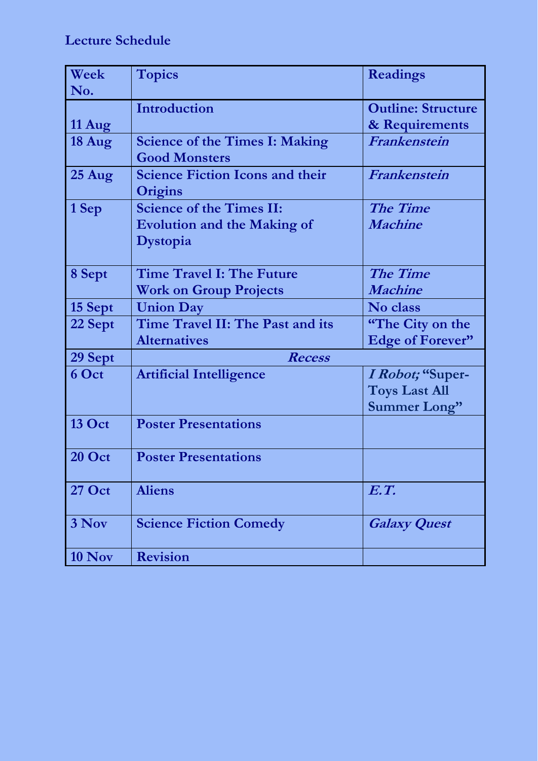**Lecture Schedule**

| Week No. | Topics | Readings |
|---|---|---|
| 11 Aug | Introduction | Outline: Structure & Requirements |
| 18 Aug | Science of the Times I: Making Good Monsters | *Frankenstein* |
| 25 Aug | Science Fiction Icons and their Origins | *Frankenstein* |
| 1 Sep | Science of the Times II: Evolution and the Making of Dystopia | *The Time Machine* |
| 8 Sept | Time Travel I: The Future<br>Work on Group Projects | *The Time Machine* |
| 15 Sept | Union Day | No class |
| 22 Sept | Time Travel II: The Past and its Alternatives | "The City on the Edge of Forever" |
| 29 Sept | *Recess* | |
| 6 Oct | Artificial Intelligence | *I Robot;* "Super-Toys Last All Summer Long" |
| 13 Oct | Poster Presentations | |
| 20 Oct | Poster Presentations | |
| 27 Oct | Aliens | *E.T.* |
| 3 Nov | Science Fiction Comedy | *Galaxy Quest* |
| 10 Nov | Revision | |